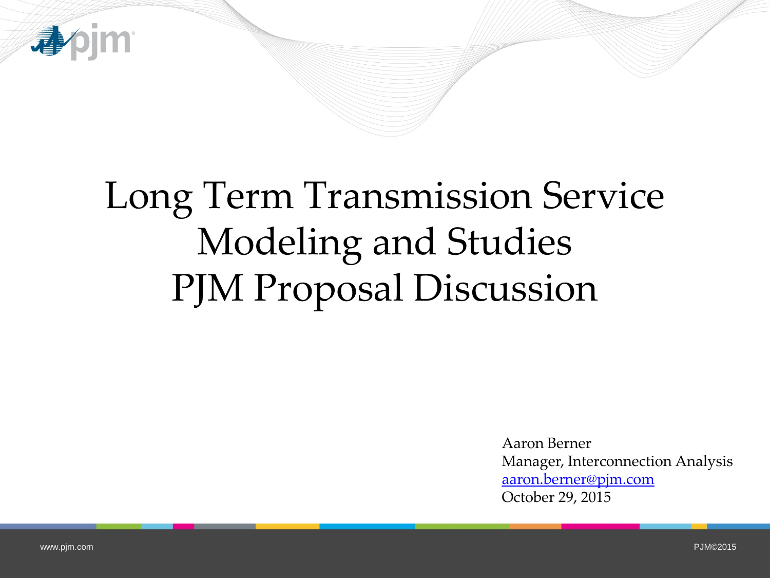# Long Term Transmission Service Modeling and Studies PJM Proposal Discussion

Aaron Berner
Manager, Interconnection Analysis
aaron.berner@pjm.com
October 29, 2015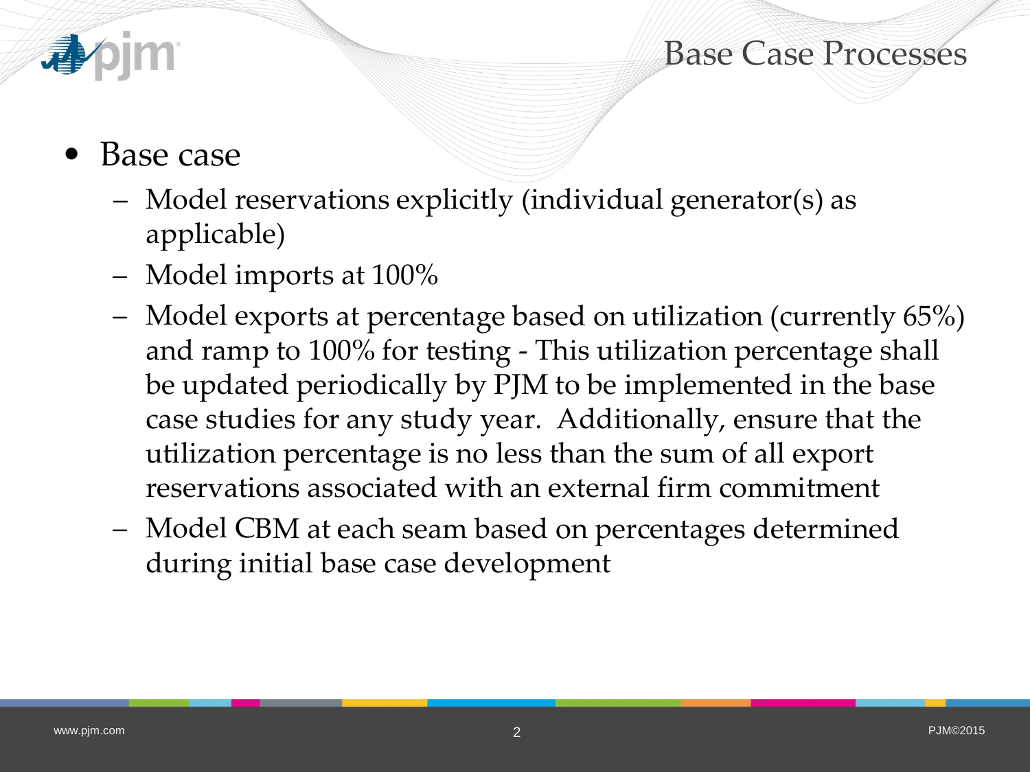# Base Case Processes

- Base case
  - Model reservations explicitly (individual generator(s) as applicable)
  - Model imports at 100%
  - Model exports at percentage based on utilization (currently 65%) and ramp to 100% for testing - This utilization percentage shall be updated periodically by PJM to be implemented in the base case studies for any study year. Additionally, ensure that the utilization percentage is no less than the sum of all export reservations associated with an external firm commitment
  - Model CBM at each seam based on percentages determined during initial base case development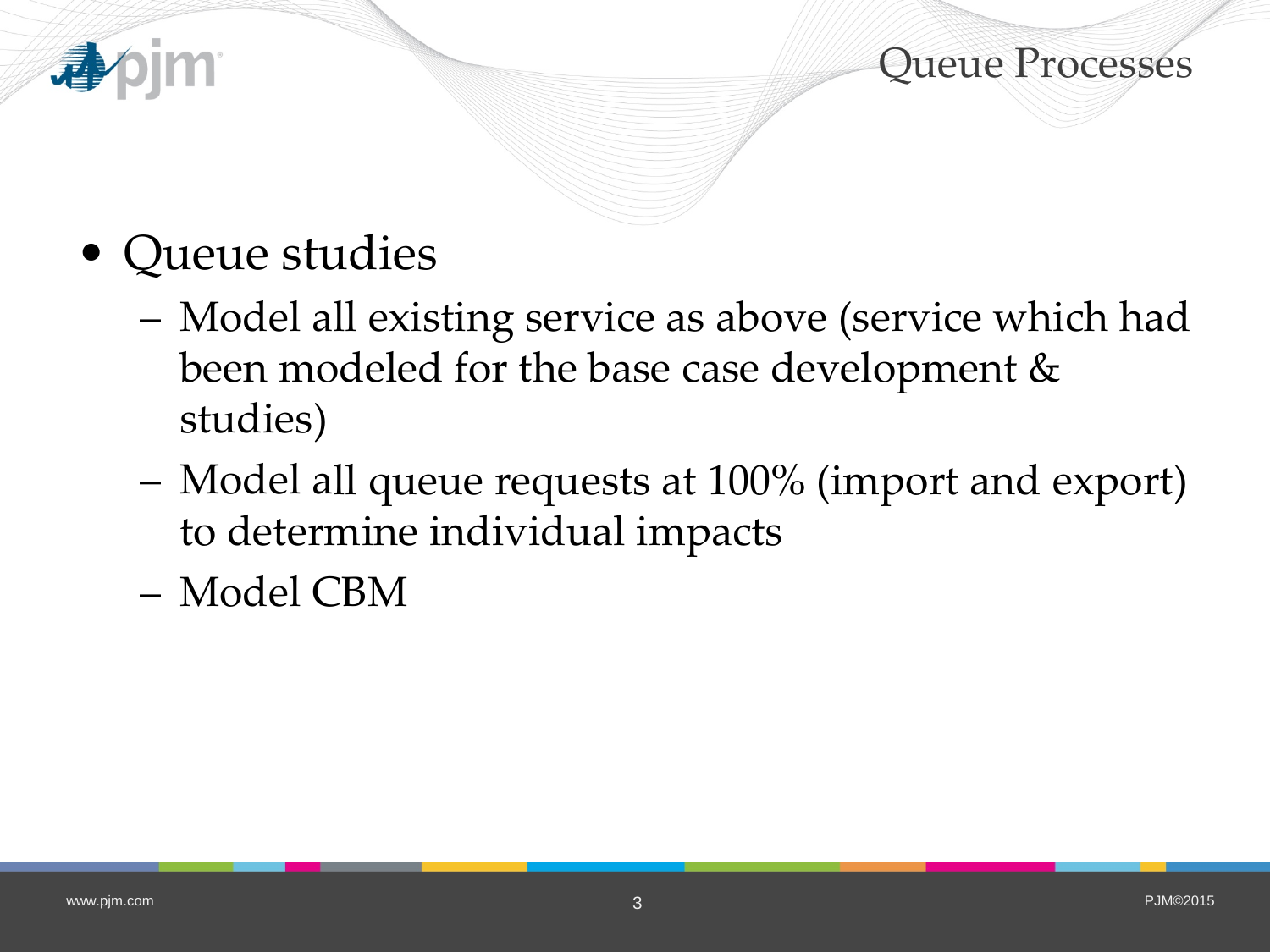## Queue Processes

- Queue studies
  - Model all existing service as above (service which had been modeled for the base case development & studies)
  - Model all queue requests at 100% (import and export) to determine individual impacts
  - Model CBM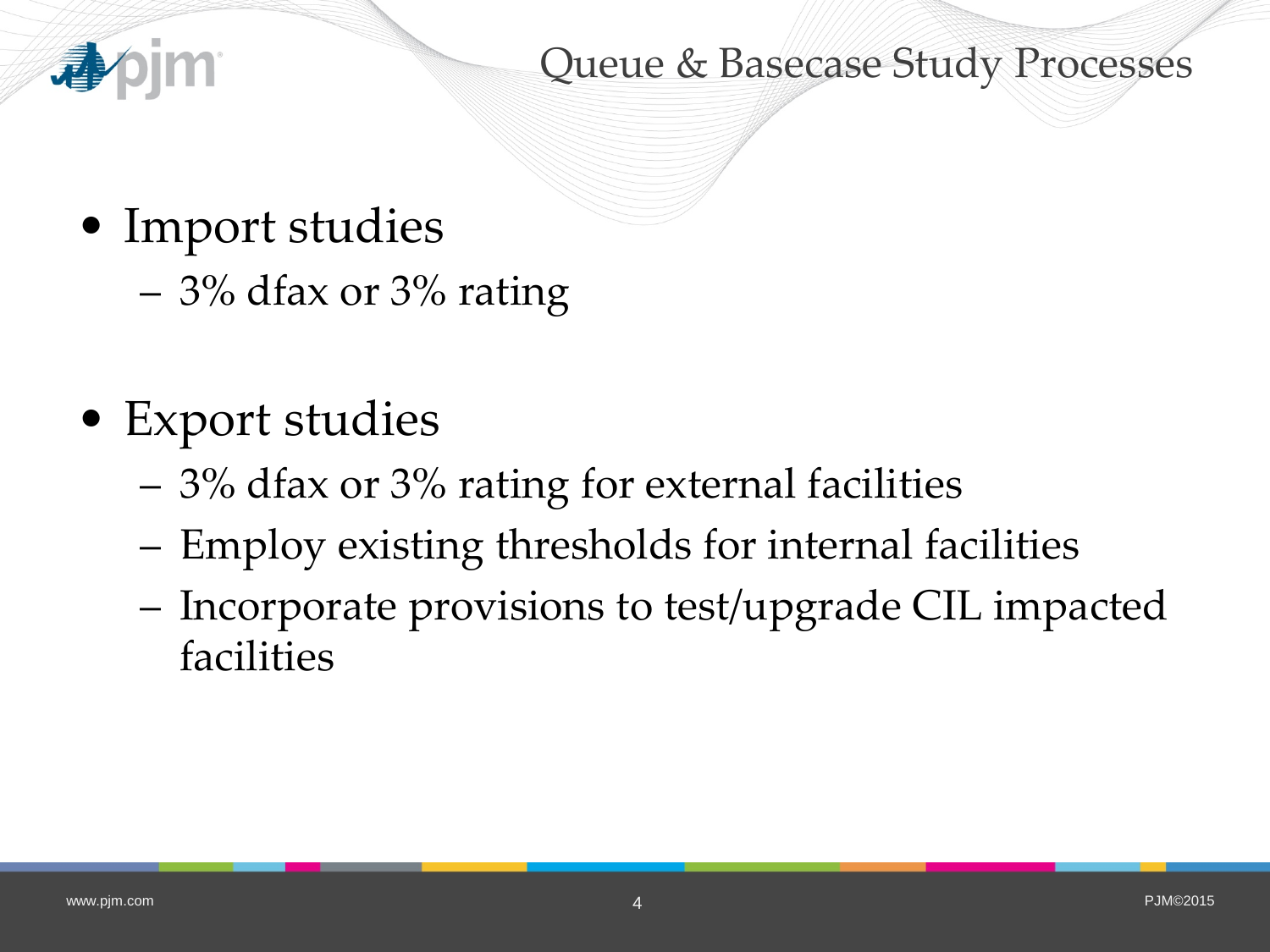# Queue & Basecase Study Processes

- Import studies
  - 3% dfax or 3% rating
- Export studies
  - 3% dfax or 3% rating for external facilities
  - Employ existing thresholds for internal facilities
  - Incorporate provisions to test/upgrade CIL impacted facilities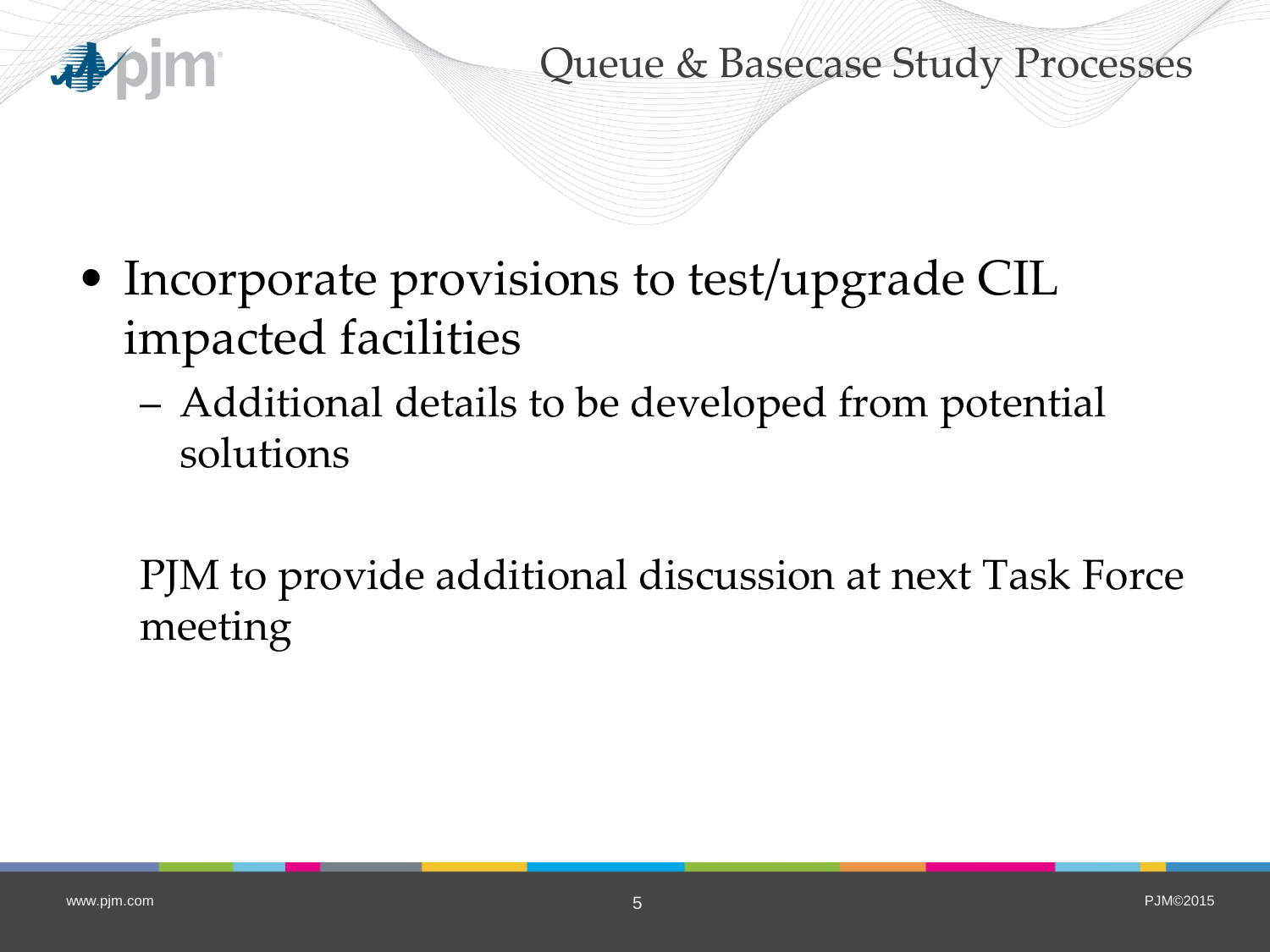## Queue & Basecase Study Processes

- Incorporate provisions to test/upgrade CIL impacted facilities
  - Additional details to be developed from potential solutions

PJM to provide additional discussion at next Task Force meeting